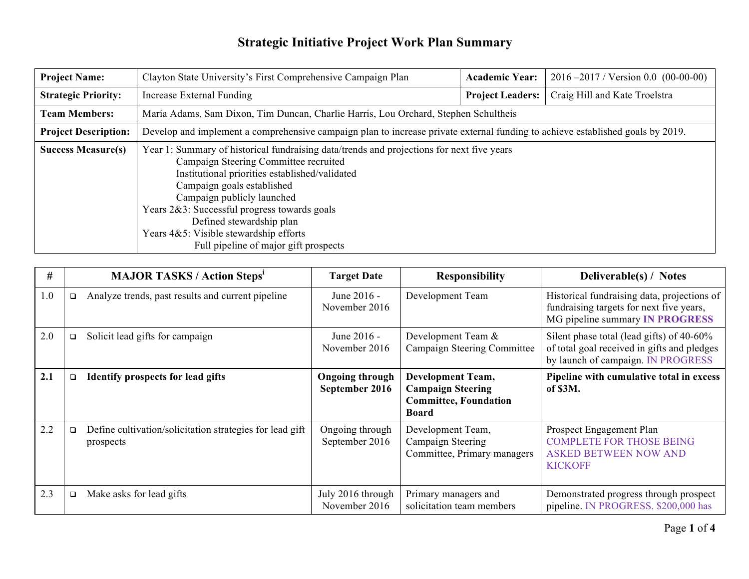# Strategic Initiative Project Work Plan Summary

| **Project Name:** | Clayton State University's First Comprehensive Campaign Plan | **Academic Year:** | 2016 –2017 / Version 0.0 (00-00-00) |
|---|---|---|---|
| **Strategic Priority:** | Increase External Funding | **Project Leaders:** | Craig Hill and Kate Troelstra |
| **Team Members:** | Maria Adams, Sam Dixon, Tim Duncan, Charlie Harris, Lou Orchard, Stephen Schultheis | | |
| **Project Description:** | Develop and implement a comprehensive campaign plan to increase private external funding to achieve established goals by 2019. | | |
| **Success Measure(s)** | Year 1: Summary of historical fundraising data/trends and projections for next five years<br>Campaign Steering Committee recruited<br>Institutional priorities established/validated<br>Campaign goals established<br>Campaign publicly launched<br>Years 2&3: Successful progress towards goals<br>Defined stewardship plan<br>Years 4&5: Visible stewardship efforts<br>Full pipeline of major gift prospects | | |

| # | MAJOR TASKS / Action Steps[i] | Target Date | Responsibility | Deliverable(s) / Notes |
|---|---|---|---|---|
| 1.0 | ❑ Analyze trends, past results and current pipeline | June 2016 - November 2016 | Development Team | Historical fundraising data, projections of fundraising targets for next five years, MG pipeline summary **IN PROGRESS** |
| 2.0 | ❑ Solicit lead gifts for campaign | June 2016 - November 2016 | Development Team & Campaign Steering Committee | Silent phase total (lead gifts) of 40-60% of total goal received in gifts and pledges by launch of campaign. IN PROGRESS |
| **2.1** | ❑ **Identify prospects for lead gifts** | **Ongoing through September 2016** | **Development Team, Campaign Steering Committee, Foundation Board** | **Pipeline with cumulative total in excess of $3M.** |
| 2.2 | ❑ Define cultivation/solicitation strategies for lead gift prospects | Ongoing through September 2016 | Development Team, Campaign Steering Committee, Primary managers | Prospect Engagement Plan COMPLETE FOR THOSE BEING ASKED BETWEEN NOW AND KICKOFF |
| 2.3 | ❑ Make asks for lead gifts | July 2016 through November 2016 | Primary managers and solicitation team members | Demonstrated progress through prospect pipeline. IN PROGRESS. $200,000 has |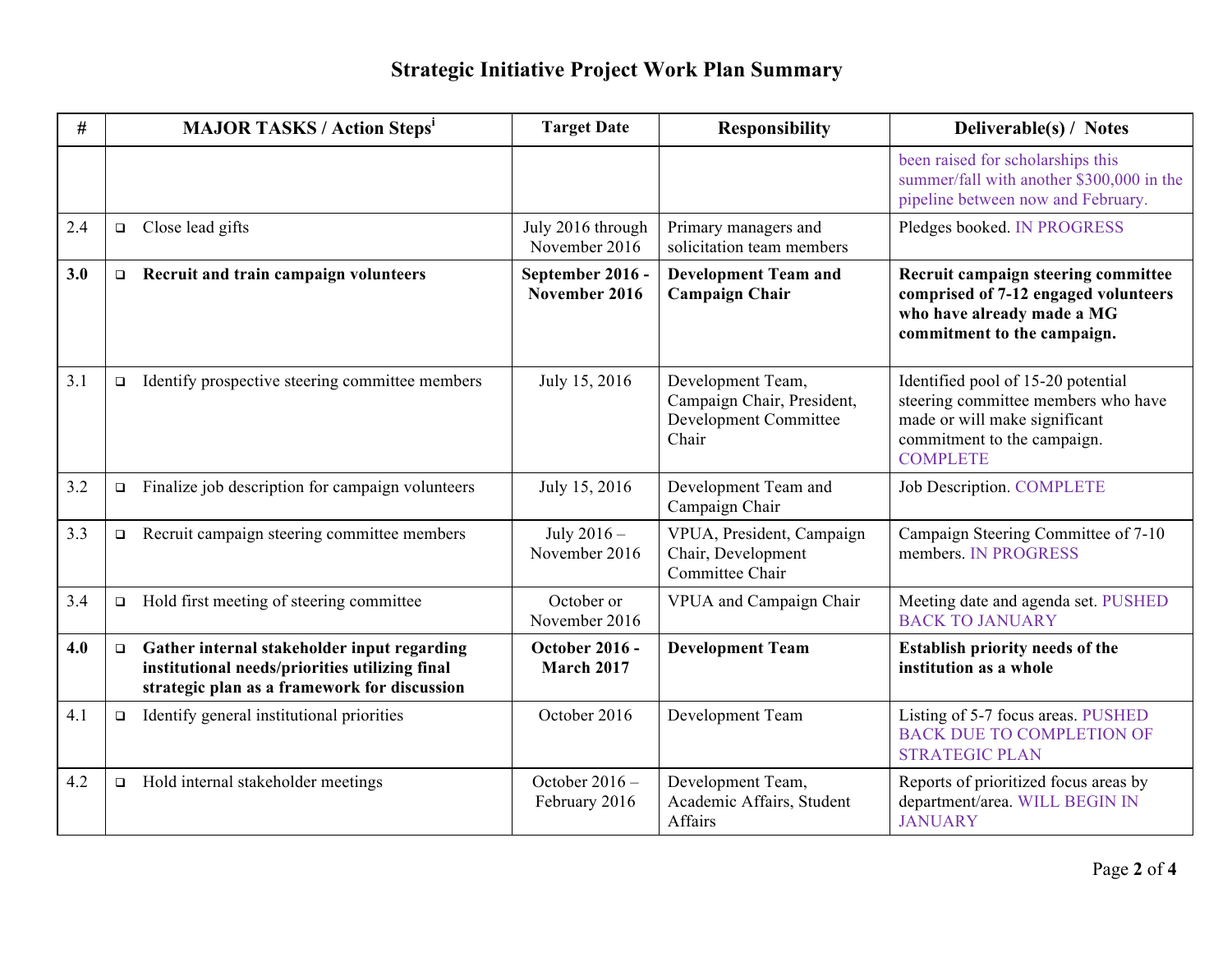# Strategic Initiative Project Work Plan Summary

| # | MAJOR TASKS / Action Steps[i] | Target Date | Responsibility | Deliverable(s) / Notes |
|---|---|---|---|---|
| | | | | been raised for scholarships this summer/fall with another $300,000 in the pipeline between now and February. |
| 2.4 | ❑ Close lead gifts | July 2016 through November 2016 | Primary managers and solicitation team members | Pledges booked. IN PROGRESS |
| **3.0** | ❑ **Recruit and train campaign volunteers** | **September 2016 - November 2016** | **Development Team and Campaign Chair** | **Recruit campaign steering committee comprised of 7-12 engaged volunteers who have already made a MG commitment to the campaign.** |
| 3.1 | ❑ Identify prospective steering committee members | July 15, 2016 | Development Team, Campaign Chair, President, Development Committee Chair | Identified pool of 15-20 potential steering committee members who have made or will make significant commitment to the campaign. COMPLETE |
| 3.2 | ❑ Finalize job description for campaign volunteers | July 15, 2016 | Development Team and Campaign Chair | Job Description. COMPLETE |
| 3.3 | ❑ Recruit campaign steering committee members | July 2016 – November 2016 | VPUA, President, Campaign Chair, Development Committee Chair | Campaign Steering Committee of 7-10 members. IN PROGRESS |
| 3.4 | ❑ Hold first meeting of steering committee | October or November 2016 | VPUA and Campaign Chair | Meeting date and agenda set. PUSHED BACK TO JANUARY |
| **4.0** | ❑ **Gather internal stakeholder input regarding institutional needs/priorities utilizing final strategic plan as a framework for discussion** | **October 2016 - March 2017** | **Development Team** | **Establish priority needs of the institution as a whole** |
| 4.1 | ❑ Identify general institutional priorities | October 2016 | Development Team | Listing of 5-7 focus areas. PUSHED BACK DUE TO COMPLETION OF STRATEGIC PLAN |
| 4.2 | ❑ Hold internal stakeholder meetings | October 2016 – February 2016 | Development Team, Academic Affairs, Student Affairs | Reports of prioritized focus areas by department/area. WILL BEGIN IN JANUARY |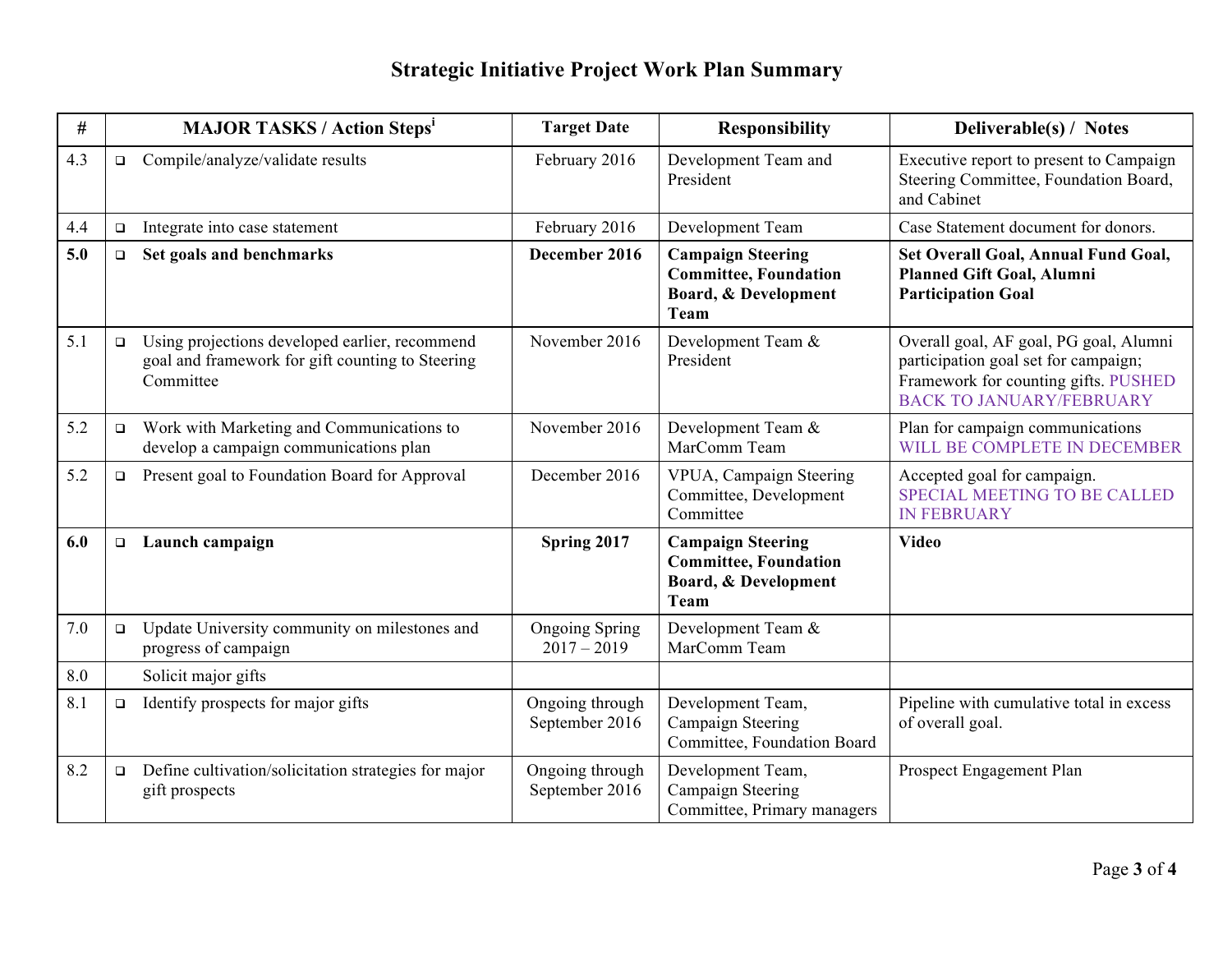# Strategic Initiative Project Work Plan Summary

| # | MAJOR TASKS / Action Steps[i] | Target Date | Responsibility | Deliverable(s) / Notes |
|---|---|---|---|---|
| 4.3 | ❑ Compile/analyze/validate results | February 2016 | Development Team and President | Executive report to present to Campaign Steering Committee, Foundation Board, and Cabinet |
| 4.4 | ❑ Integrate into case statement | February 2016 | Development Team | Case Statement document for donors. |
| **5.0** | ❑ **Set goals and benchmarks** | **December 2016** | **Campaign Steering Committee, Foundation Board, & Development Team** | **Set Overall Goal, Annual Fund Goal, Planned Gift Goal, Alumni Participation Goal** |
| 5.1 | ❑ Using projections developed earlier, recommend goal and framework for gift counting to Steering Committee | November 2016 | Development Team & President | Overall goal, AF goal, PG goal, Alumni participation goal set for campaign; Framework for counting gifts. PUSHED BACK TO JANUARY/FEBRUARY |
| 5.2 | ❑ Work with Marketing and Communications to develop a campaign communications plan | November 2016 | Development Team & MarComm Team | Plan for campaign communications WILL BE COMPLETE IN DECEMBER |
| 5.2 | ❑ Present goal to Foundation Board for Approval | December 2016 | VPUA, Campaign Steering Committee, Development Committee | Accepted goal for campaign. SPECIAL MEETING TO BE CALLED IN FEBRUARY |
| **6.0** | ❑ **Launch campaign** | **Spring 2017** | **Campaign Steering Committee, Foundation Board, & Development Team** | **Video** |
| 7.0 | ❑ Update University community on milestones and progress of campaign | Ongoing Spring 2017 – 2019 | Development Team & MarComm Team | |
| 8.0 | Solicit major gifts | | | |
| 8.1 | ❑ Identify prospects for major gifts | Ongoing through September 2016 | Development Team, Campaign Steering Committee, Foundation Board | Pipeline with cumulative total in excess of overall goal. |
| 8.2 | ❑ Define cultivation/solicitation strategies for major gift prospects | Ongoing through September 2016 | Development Team, Campaign Steering Committee, Primary managers | Prospect Engagement Plan |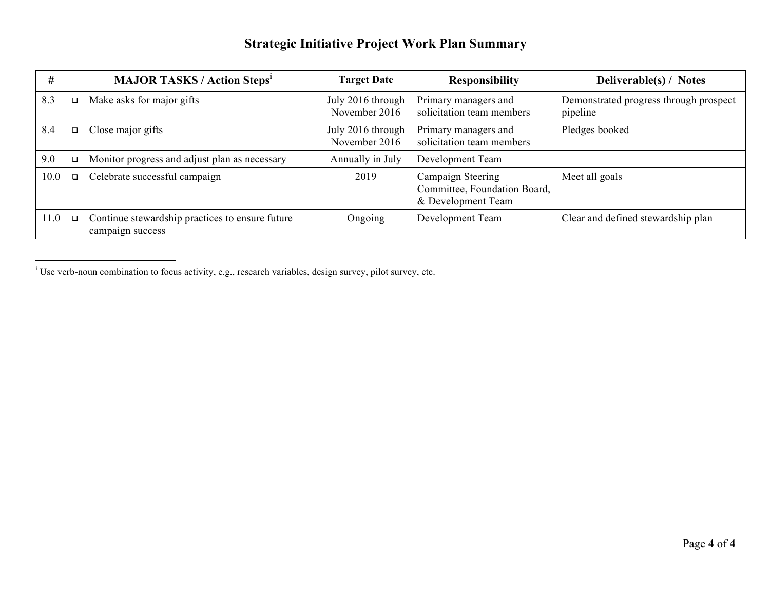## Strategic Initiative Project Work Plan Summary

| # | MAJOR TASKS / Action Steps[i] | Target Date | Responsibility | Deliverable(s) / Notes |
|---|---|---|---|---|
| 8.3 | ❑ Make asks for major gifts | July 2016 through November 2016 | Primary managers and solicitation team members | Demonstrated progress through prospect pipeline |
| 8.4 | ❑ Close major gifts | July 2016 through November 2016 | Primary managers and solicitation team members | Pledges booked |
| 9.0 | ❑ Monitor progress and adjust plan as necessary | Annually in July | Development Team | |
| 10.0 | ❑ Celebrate successful campaign | 2019 | Campaign Steering Committee, Foundation Board, & Development Team | Meet all goals |
| 11.0 | ❑ Continue stewardship practices to ensure future campaign success | Ongoing | Development Team | Clear and defined stewardship plan |

[i] Use verb-noun combination to focus activity, e.g., research variables, design survey, pilot survey, etc.